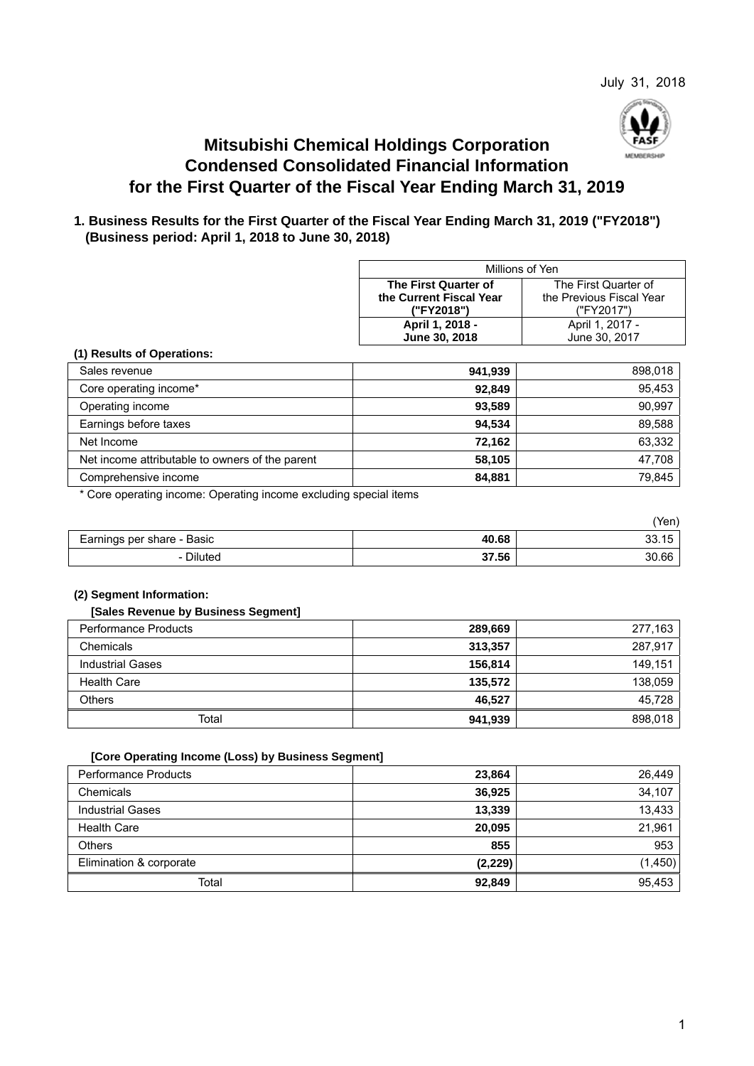July 31, 2018

# Mitsubishi Chemical Holdings Corporation
# Condensed Consolidated Financial Information
# for the First Quarter of the Fiscal Year Ending March 31, 2019

## 1. Business Results for the First Quarter of the Fiscal Year Ending March 31, 2019 ("FY2018") (Business period: April 1, 2018 to June 30, 2018)

### (1) Results of Operations:

| | Millions of Yen | |
|---|---|---|
| | **The First Quarter of the Current Fiscal Year ("FY2018")** | The First Quarter of the Previous Fiscal Year ("FY2017") |
| | **April 1, 2018 - June 30, 2018** | April 1, 2017 - June 30, 2017 |
| Sales revenue | **941,939** | 898,018 |
| Core operating income* | **92,849** | 95,453 |
| Operating income | **93,589** | 90,997 |
| Earnings before taxes | **94,534** | 89,588 |
| Net Income | **72,162** | 63,332 |
| Net income attributable to owners of the parent | **58,105** | 47,708 |
| Comprehensive income | **84,881** | 79,845 |

* Core operating income: Operating income excluding special items

(Yen)

| | | |
|---|---|---|
| Earnings per share - Basic | **40.68** | 33.15 |
| - Diluted | **37.56** | 30.66 |

### (2) Segment Information:

**[Sales Revenue by Business Segment]**

| | | |
|---|---|---|
| Performance Products | **289,669** | 277,163 |
| Chemicals | **313,357** | 287,917 |
| Industrial Gases | **156,814** | 149,151 |
| Health Care | **135,572** | 138,059 |
| Others | **46,527** | 45,728 |
| Total | **941,939** | 898,018 |

**[Core Operating Income (Loss) by Business Segment]**

| | | |
|---|---|---|
| Performance Products | **23,864** | 26,449 |
| Chemicals | **36,925** | 34,107 |
| Industrial Gases | **13,339** | 13,433 |
| Health Care | **20,095** | 21,961 |
| Others | **855** | 953 |
| Elimination & corporate | **(2,229)** | (1,450) |
| Total | **92,849** | 95,453 |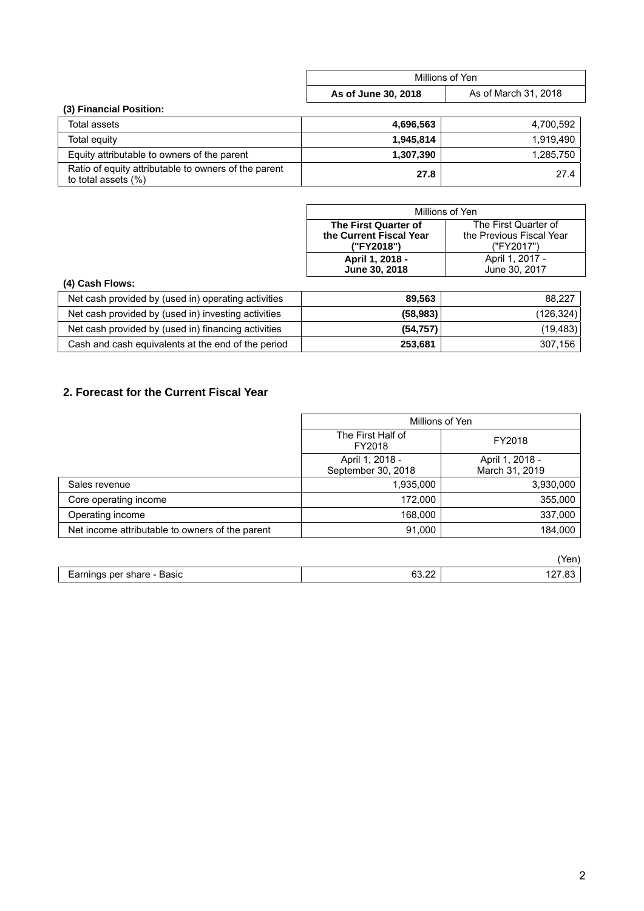| | Millions of Yen | |
|---|---|---|
| | **As of June 30, 2018** | As of March 31, 2018 |

**(3) Financial Position:**

| | **As of June 30, 2018** | As of March 31, 2018 |
|---|---|---|
| Total assets | **4,696,563** | 4,700,592 |
| Total equity | **1,945,814** | 1,919,490 |
| Equity attributable to owners of the parent | **1,307,390** | 1,285,750 |
| Ratio of equity attributable to owners of the parent to total assets (%) | **27.8** | 27.4 |

**(4) Cash Flows:**

| | Millions of Yen | |
|---|---|---|
| | **The First Quarter of the Current Fiscal Year ("FY2018")** | The First Quarter of the Previous Fiscal Year ("FY2017") |
| | **April 1, 2018 - June 30, 2018** | April 1, 2017 - June 30, 2017 |
| Net cash provided by (used in) operating activities | **89,563** | 88,227 |
| Net cash provided by (used in) investing activities | **(58,983)** | (126,324) |
| Net cash provided by (used in) financing activities | **(54,757)** | (19,483) |
| Cash and cash equivalents at the end of the period | **253,681** | 307,156 |

## 2. Forecast for the Current Fiscal Year

| | Millions of Yen | |
|---|---|---|
| | The First Half of FY2018 | FY2018 |
| | April 1, 2018 - September 30, 2018 | April 1, 2018 - March 31, 2019 |
| Sales revenue | 1,935,000 | 3,930,000 |
| Core operating income | 172,000 | 355,000 |
| Operating income | 168,000 | 337,000 |
| Net income attributable to owners of the parent | 91,000 | 184,000 |

(Yen)

| | | |
|---|---|---|
| Earnings per share - Basic | 63.22 | 127.83 |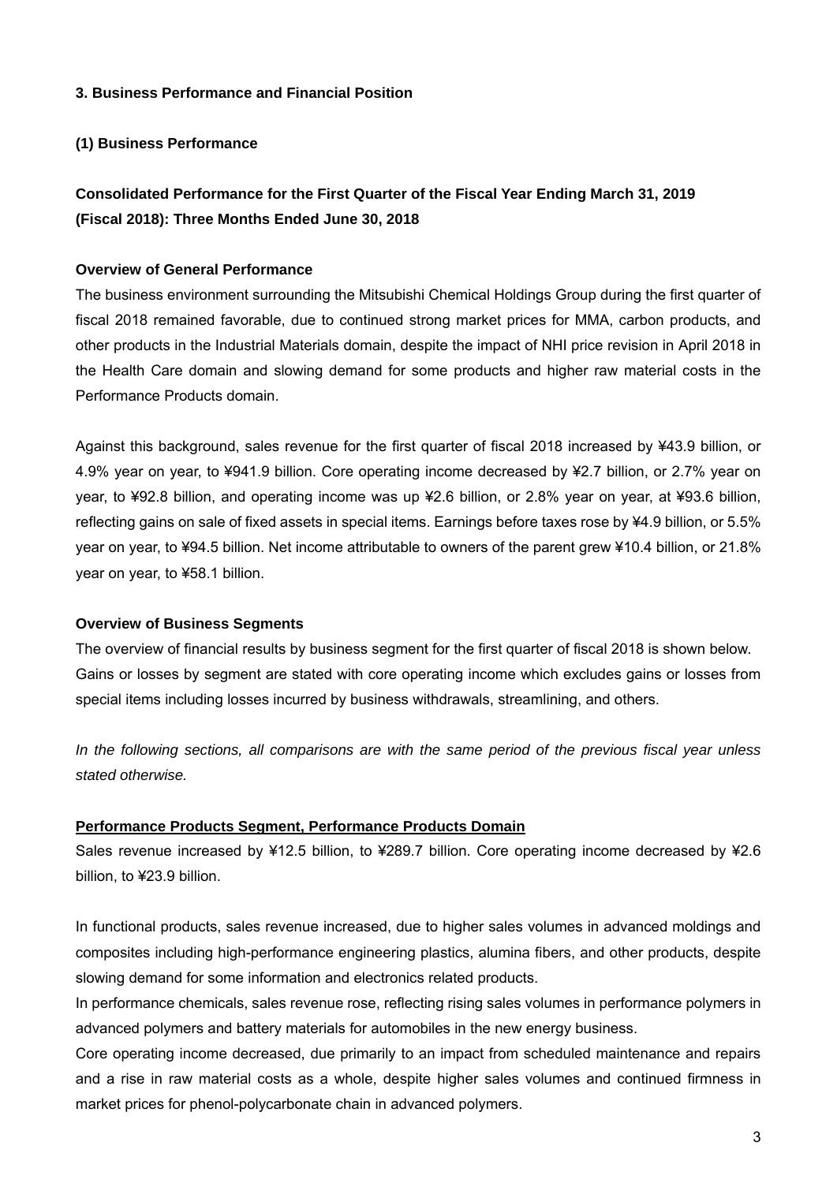### 3. Business Performance and Financial Position

#### (1) Business Performance

**Consolidated Performance for the First Quarter of the Fiscal Year Ending March 31, 2019 (Fiscal 2018): Three Months Ended June 30, 2018**

**Overview of General Performance**

The business environment surrounding the Mitsubishi Chemical Holdings Group during the first quarter of fiscal 2018 remained favorable, due to continued strong market prices for MMA, carbon products, and other products in the Industrial Materials domain, despite the impact of NHI price revision in April 2018 in the Health Care domain and slowing demand for some products and higher raw material costs in the Performance Products domain.

Against this background, sales revenue for the first quarter of fiscal 2018 increased by ¥43.9 billion, or 4.9% year on year, to ¥941.9 billion. Core operating income decreased by ¥2.7 billion, or 2.7% year on year, to ¥92.8 billion, and operating income was up ¥2.6 billion, or 2.8% year on year, at ¥93.6 billion, reflecting gains on sale of fixed assets in special items. Earnings before taxes rose by ¥4.9 billion, or 5.5% year on year, to ¥94.5 billion. Net income attributable to owners of the parent grew ¥10.4 billion, or 21.8% year on year, to ¥58.1 billion.

**Overview of Business Segments**

The overview of financial results by business segment for the first quarter of fiscal 2018 is shown below. Gains or losses by segment are stated with core operating income which excludes gains or losses from special items including losses incurred by business withdrawals, streamlining, and others.

*In the following sections, all comparisons are with the same period of the previous fiscal year unless stated otherwise.*

<u>**Performance Products Segment, Performance Products Domain**</u>

Sales revenue increased by ¥12.5 billion, to ¥289.7 billion. Core operating income decreased by ¥2.6 billion, to ¥23.9 billion.

In functional products, sales revenue increased, due to higher sales volumes in advanced moldings and composites including high-performance engineering plastics, alumina fibers, and other products, despite slowing demand for some information and electronics related products.

In performance chemicals, sales revenue rose, reflecting rising sales volumes in performance polymers in advanced polymers and battery materials for automobiles in the new energy business.

Core operating income decreased, due primarily to an impact from scheduled maintenance and repairs and a rise in raw material costs as a whole, despite higher sales volumes and continued firmness in market prices for phenol-polycarbonate chain in advanced polymers.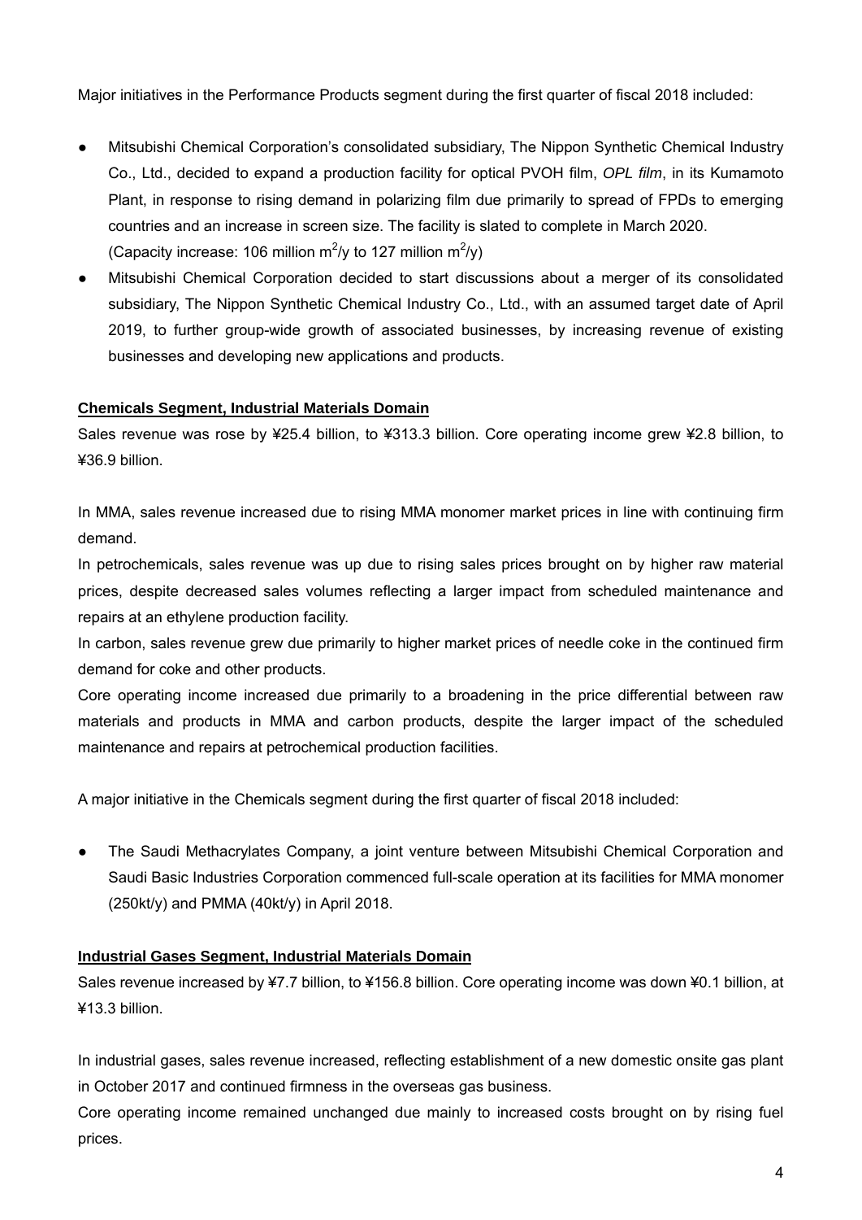Major initiatives in the Performance Products segment during the first quarter of fiscal 2018 included:

- Mitsubishi Chemical Corporation's consolidated subsidiary, The Nippon Synthetic Chemical Industry Co., Ltd., decided to expand a production facility for optical PVOH film, *OPL film*, in its Kumamoto Plant, in response to rising demand in polarizing film due primarily to spread of FPDs to emerging countries and an increase in screen size. The facility is slated to complete in March 2020. (Capacity increase: 106 million $m^2$/y to 127 million $m^2$/y)
- Mitsubishi Chemical Corporation decided to start discussions about a merger of its consolidated subsidiary, The Nippon Synthetic Chemical Industry Co., Ltd., with an assumed target date of April 2019, to further group-wide growth of associated businesses, by increasing revenue of existing businesses and developing new applications and products.

**Chemicals Segment, Industrial Materials Domain**

Sales revenue was rose by ¥25.4 billion, to ¥313.3 billion. Core operating income grew ¥2.8 billion, to ¥36.9 billion.

In MMA, sales revenue increased due to rising MMA monomer market prices in line with continuing firm demand.
In petrochemicals, sales revenue was up due to rising sales prices brought on by higher raw material prices, despite decreased sales volumes reflecting a larger impact from scheduled maintenance and repairs at an ethylene production facility.
In carbon, sales revenue grew due primarily to higher market prices of needle coke in the continued firm demand for coke and other products.
Core operating income increased due primarily to a broadening in the price differential between raw materials and products in MMA and carbon products, despite the larger impact of the scheduled maintenance and repairs at petrochemical production facilities.

A major initiative in the Chemicals segment during the first quarter of fiscal 2018 included:

- The Saudi Methacrylates Company, a joint venture between Mitsubishi Chemical Corporation and Saudi Basic Industries Corporation commenced full-scale operation at its facilities for MMA monomer (250kt/y) and PMMA (40kt/y) in April 2018.

**Industrial Gases Segment, Industrial Materials Domain**

Sales revenue increased by ¥7.7 billion, to ¥156.8 billion. Core operating income was down ¥0.1 billion, at ¥13.3 billion.

In industrial gases, sales revenue increased, reflecting establishment of a new domestic onsite gas plant in October 2017 and continued firmness in the overseas gas business.
Core operating income remained unchanged due mainly to increased costs brought on by rising fuel prices.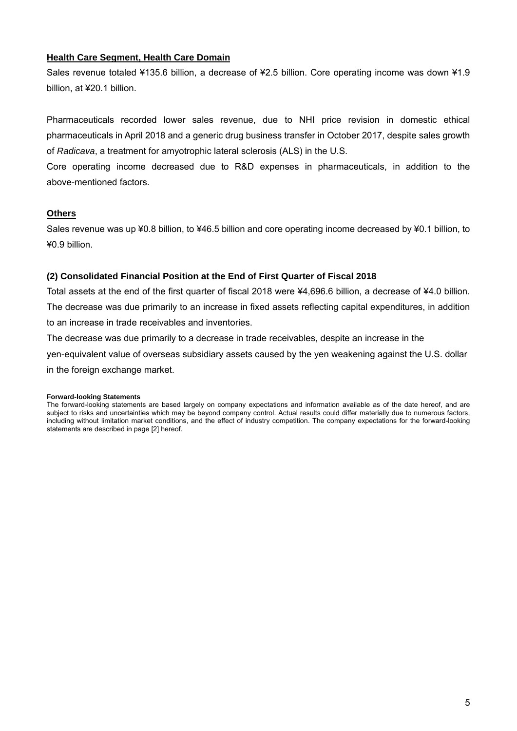**Health Care Segment, Health Care Domain**

Sales revenue totaled ¥135.6 billion, a decrease of ¥2.5 billion. Core operating income was down ¥1.9 billion, at ¥20.1 billion.

Pharmaceuticals recorded lower sales revenue, due to NHI price revision in domestic ethical pharmaceuticals in April 2018 and a generic drug business transfer in October 2017, despite sales growth of *Radicava*, a treatment for amyotrophic lateral sclerosis (ALS) in the U.S.

Core operating income decreased due to R&D expenses in pharmaceuticals, in addition to the above-mentioned factors.

**Others**

Sales revenue was up ¥0.8 billion, to ¥46.5 billion and core operating income decreased by ¥0.1 billion, to ¥0.9 billion.

### (2) Consolidated Financial Position at the End of First Quarter of Fiscal 2018

Total assets at the end of the first quarter of fiscal 2018 were ¥4,696.6 billion, a decrease of ¥4.0 billion. The decrease was due primarily to an increase in fixed assets reflecting capital expenditures, in addition to an increase in trade receivables and inventories.

The decrease was due primarily to a decrease in trade receivables, despite an increase in the yen-equivalent value of overseas subsidiary assets caused by the yen weakening against the U.S. dollar in the foreign exchange market.

**Forward-looking Statements**

The forward-looking statements are based largely on company expectations and information available as of the date hereof, and are subject to risks and uncertainties which may be beyond company control. Actual results could differ materially due to numerous factors, including without limitation market conditions, and the effect of industry competition. The company expectations for the forward-looking statements are described in page [2] hereof.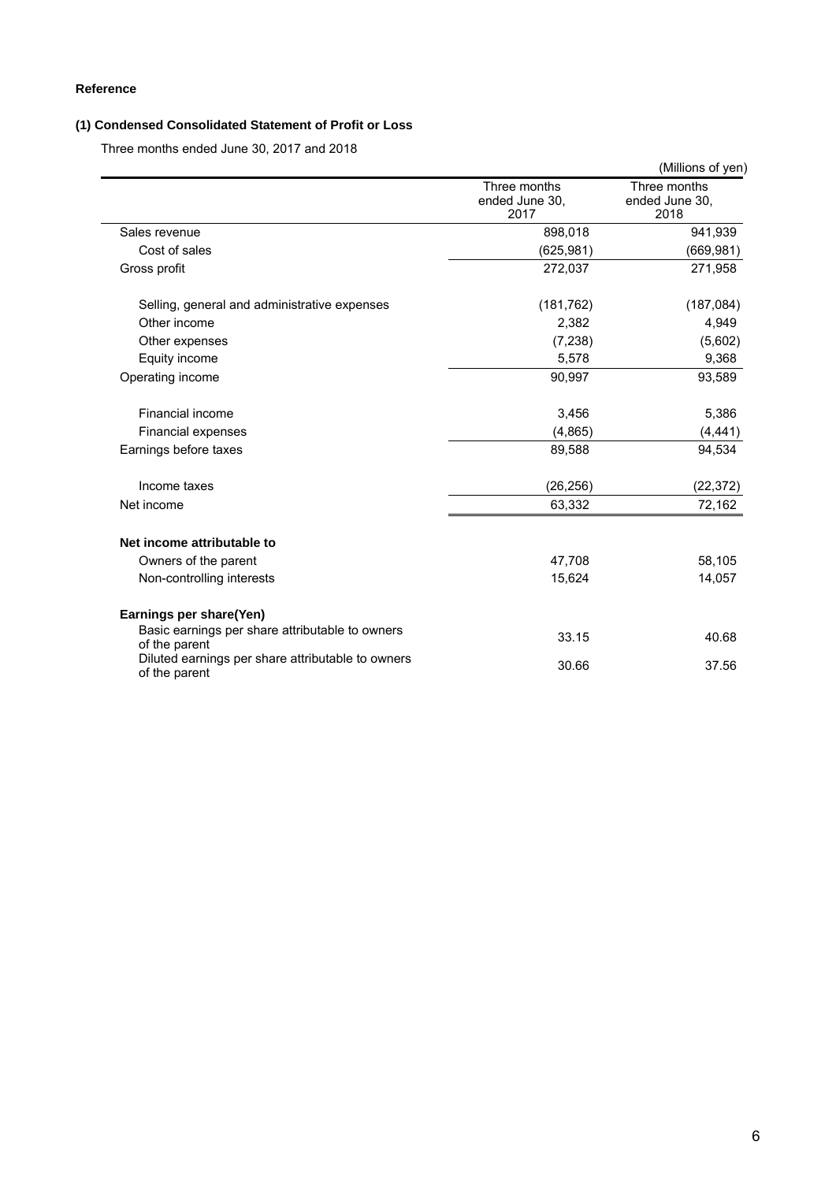**Reference**

### (1) Condensed Consolidated Statement of Profit or Loss

Three months ended June 30, 2017 and 2018

(Millions of yen)

| | Three months ended June 30, 2017 | Three months ended June 30, 2018 |
|---|---|---|
| Sales revenue | 898,018 | 941,939 |
| Cost of sales | (625,981) | (669,981) |
| Gross profit | 272,037 | 271,958 |
| Selling, general and administrative expenses | (181,762) | (187,084) |
| Other income | 2,382 | 4,949 |
| Other expenses | (7,238) | (5,602) |
| Equity income | 5,578 | 9,368 |
| Operating income | 90,997 | 93,589 |
| Financial income | 3,456 | 5,386 |
| Financial expenses | (4,865) | (4,441) |
| Earnings before taxes | 89,588 | 94,534 |
| Income taxes | (26,256) | (22,372) |
| Net income | 63,332 | 72,162 |
| **Net income attributable to** | | |
| Owners of the parent | 47,708 | 58,105 |
| Non-controlling interests | 15,624 | 14,057 |
| **Earnings per share(Yen)** | | |
| Basic earnings per share attributable to owners of the parent | 33.15 | 40.68 |
| Diluted earnings per share attributable to owners of the parent | 30.66 | 37.56 |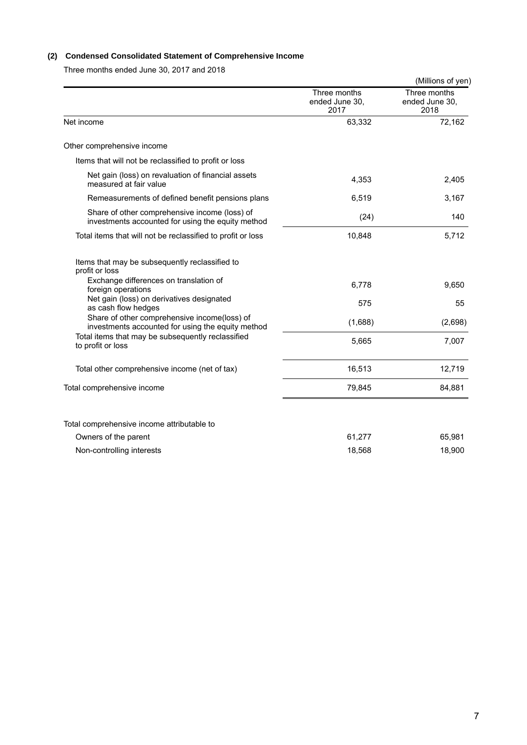### (2) Condensed Consolidated Statement of Comprehensive Income

Three months ended June 30, 2017 and 2018

(Millions of yen)

| | Three months ended June 30, 2017 | Three months ended June 30, 2018 |
|---|---|---|
| Net income | 63,332 | 72,162 |
| Other comprehensive income | | |
| Items that will not be reclassified to profit or loss | | |
| Net gain (loss) on revaluation of financial assets measured at fair value | 4,353 | 2,405 |
| Remeasurements of defined benefit pensions plans | 6,519 | 3,167 |
| Share of other comprehensive income (loss) of investments accounted for using the equity method | (24) | 140 |
| Total items that will not be reclassified to profit or loss | 10,848 | 5,712 |
| Items that may be subsequently reclassified to profit or loss | | |
| Exchange differences on translation of foreign operations | 6,778 | 9,650 |
| Net gain (loss) on derivatives designated as cash flow hedges | 575 | 55 |
| Share of other comprehensive income(loss) of investments accounted for using the equity method | (1,688) | (2,698) |
| Total items that may be subsequently reclassified to profit or loss | 5,665 | 7,007 |
| Total other comprehensive income (net of tax) | 16,513 | 12,719 |
| Total comprehensive income | 79,845 | 84,881 |
| Total comprehensive income attributable to | | |
| Owners of the parent | 61,277 | 65,981 |
| Non-controlling interests | 18,568 | 18,900 |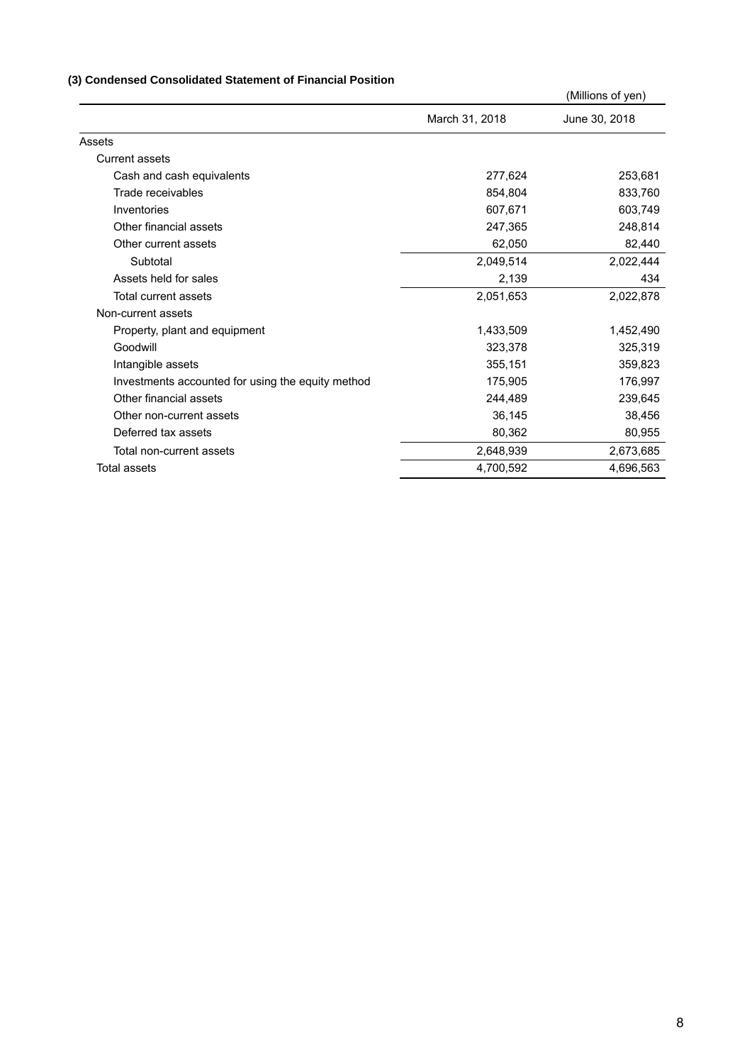### (3) Condensed Consolidated Statement of Financial Position

(Millions of yen)

| | March 31, 2018 | June 30, 2018 |
|---|---|---|
| Assets | | |
| Current assets | | |
| Cash and cash equivalents | 277,624 | 253,681 |
| Trade receivables | 854,804 | 833,760 |
| Inventories | 607,671 | 603,749 |
| Other financial assets | 247,365 | 248,814 |
| Other current assets | 62,050 | 82,440 |
| Subtotal | 2,049,514 | 2,022,444 |
| Assets held for sales | 2,139 | 434 |
| Total current assets | 2,051,653 | 2,022,878 |
| Non-current assets | | |
| Property, plant and equipment | 1,433,509 | 1,452,490 |
| Goodwill | 323,378 | 325,319 |
| Intangible assets | 355,151 | 359,823 |
| Investments accounted for using the equity method | 175,905 | 176,997 |
| Other financial assets | 244,489 | 239,645 |
| Other non-current assets | 36,145 | 38,456 |
| Deferred tax assets | 80,362 | 80,955 |
| Total non-current assets | 2,648,939 | 2,673,685 |
| Total assets | 4,700,592 | 4,696,563 |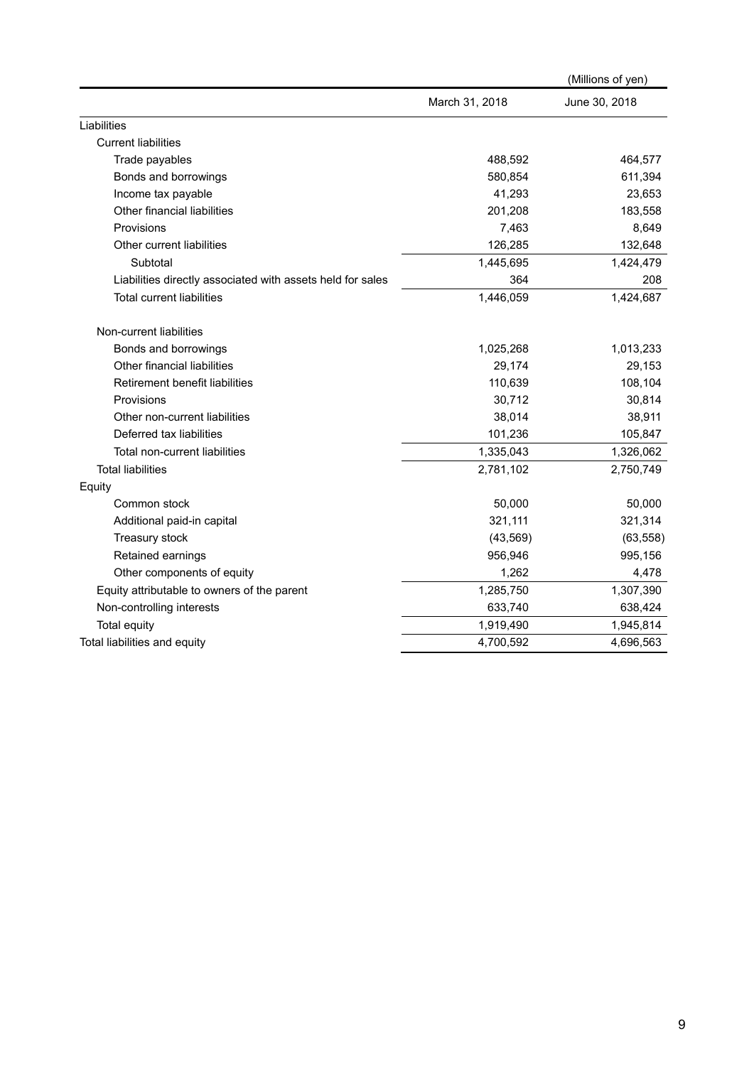(Millions of yen)

| | March 31, 2018 | June 30, 2018 |
|---|---|---|
| Liabilities | | |
| Current liabilities | | |
| Trade payables | 488,592 | 464,577 |
| Bonds and borrowings | 580,854 | 611,394 |
| Income tax payable | 41,293 | 23,653 |
| Other financial liabilities | 201,208 | 183,558 |
| Provisions | 7,463 | 8,649 |
| Other current liabilities | 126,285 | 132,648 |
| Subtotal | 1,445,695 | 1,424,479 |
| Liabilities directly associated with assets held for sales | 364 | 208 |
| Total current liabilities | 1,446,059 | 1,424,687 |
| Non-current liabilities | | |
| Bonds and borrowings | 1,025,268 | 1,013,233 |
| Other financial liabilities | 29,174 | 29,153 |
| Retirement benefit liabilities | 110,639 | 108,104 |
| Provisions | 30,712 | 30,814 |
| Other non-current liabilities | 38,014 | 38,911 |
| Deferred tax liabilities | 101,236 | 105,847 |
| Total non-current liabilities | 1,335,043 | 1,326,062 |
| Total liabilities | 2,781,102 | 2,750,749 |
| Equity | | |
| Common stock | 50,000 | 50,000 |
| Additional paid-in capital | 321,111 | 321,314 |
| Treasury stock | (43,569) | (63,558) |
| Retained earnings | 956,946 | 995,156 |
| Other components of equity | 1,262 | 4,478 |
| Equity attributable to owners of the parent | 1,285,750 | 1,307,390 |
| Non-controlling interests | 633,740 | 638,424 |
| Total equity | 1,919,490 | 1,945,814 |
| Total liabilities and equity | 4,700,592 | 4,696,563 |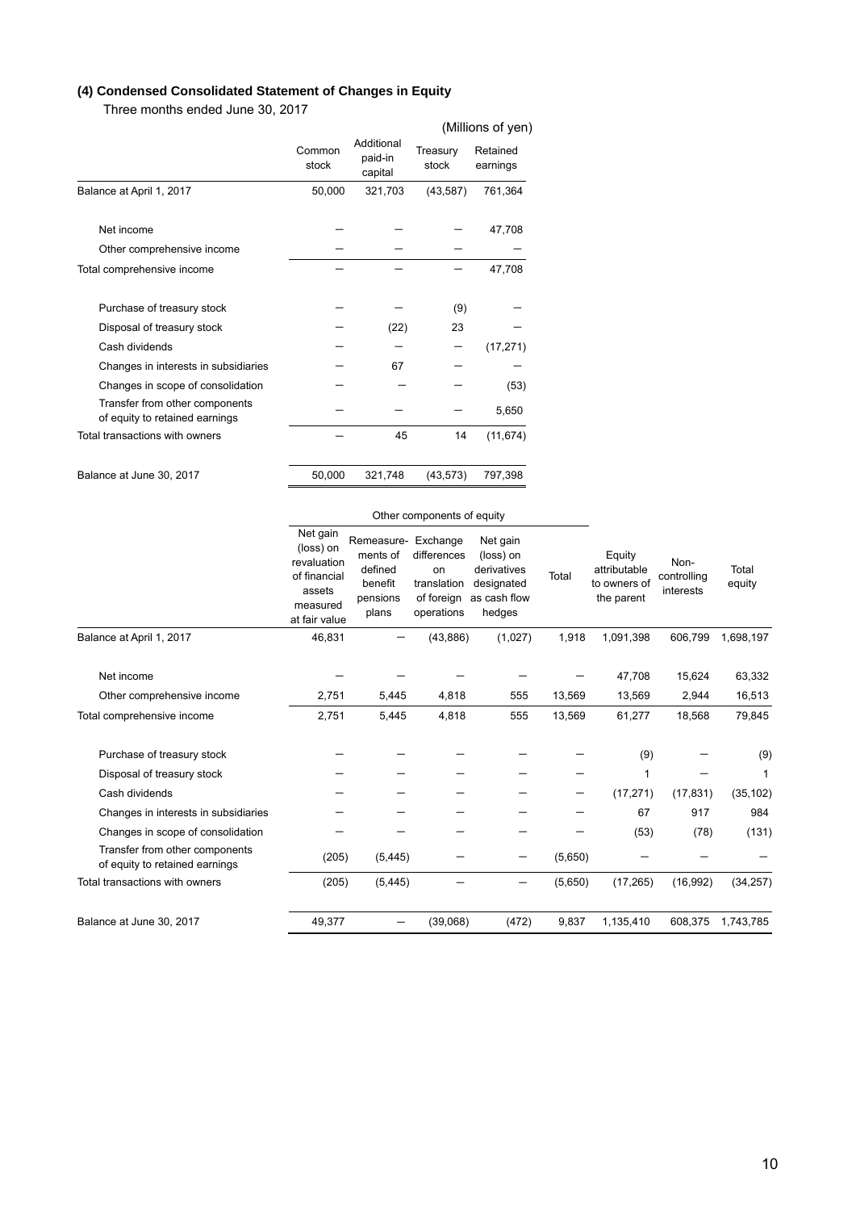### (4) Condensed Consolidated Statement of Changes in Equity

Three months ended June 30, 2017

(Millions of yen)

| | Common stock | Additional paid-in capital | Treasury stock | Retained earnings |
|---|---|---|---|---|
| Balance at April 1, 2017 | 50,000 | 321,703 | (43,587) | 761,364 |
| Net income | ― | ― | ― | 47,708 |
| Other comprehensive income | ― | ― | ― | ― |
| Total comprehensive income | ― | ― | ― | 47,708 |
| Purchase of treasury stock | ― | ― | (9) | ― |
| Disposal of treasury stock | ― | (22) | 23 | ― |
| Cash dividends | ― | ― | ― | (17,271) |
| Changes in interests in subsidiaries | ― | 67 | ― | ― |
| Changes in scope of consolidation | ― | ― | ― | (53) |
| Transfer from other components of equity to retained earnings | ― | ― | ― | 5,650 |
| Total transactions with owners | ― | 45 | 14 | (11,674) |
| Balance at June 30, 2017 | 50,000 | 321,748 | (43,573) | 797,398 |

| | Other components of equity | | | | | | | |
|---|---|---|---|---|---|---|---|---|
| | Net gain (loss) on revaluation of financial assets measured at fair value | Remeasurements of defined benefit pensions plans | Exchange differences on translation of foreign operations | Net gain (loss) on derivatives designated as cash flow hedges | Total | Equity attributable to owners of the parent | Non-controlling interests | Total equity |
| Balance at April 1, 2017 | 46,831 | ― | (43,886) | (1,027) | 1,918 | 1,091,398 | 606,799 | 1,698,197 |
| Net income | ― | ― | ― | ― | ― | 47,708 | 15,624 | 63,332 |
| Other comprehensive income | 2,751 | 5,445 | 4,818 | 555 | 13,569 | 13,569 | 2,944 | 16,513 |
| Total comprehensive income | 2,751 | 5,445 | 4,818 | 555 | 13,569 | 61,277 | 18,568 | 79,845 |
| Purchase of treasury stock | ― | ― | ― | ― | ― | (9) | ― | (9) |
| Disposal of treasury stock | ― | ― | ― | ― | ― | 1 | ― | 1 |
| Cash dividends | ― | ― | ― | ― | ― | (17,271) | (17,831) | (35,102) |
| Changes in interests in subsidiaries | ― | ― | ― | ― | ― | 67 | 917 | 984 |
| Changes in scope of consolidation | ― | ― | ― | ― | ― | (53) | (78) | (131) |
| Transfer from other components of equity to retained earnings | (205) | (5,445) | ― | ― | (5,650) | ― | ― | ― |
| Total transactions with owners | (205) | (5,445) | ― | ― | (5,650) | (17,265) | (16,992) | (34,257) |
| Balance at June 30, 2017 | 49,377 | ― | (39,068) | (472) | 9,837 | 1,135,410 | 608,375 | 1,743,785 |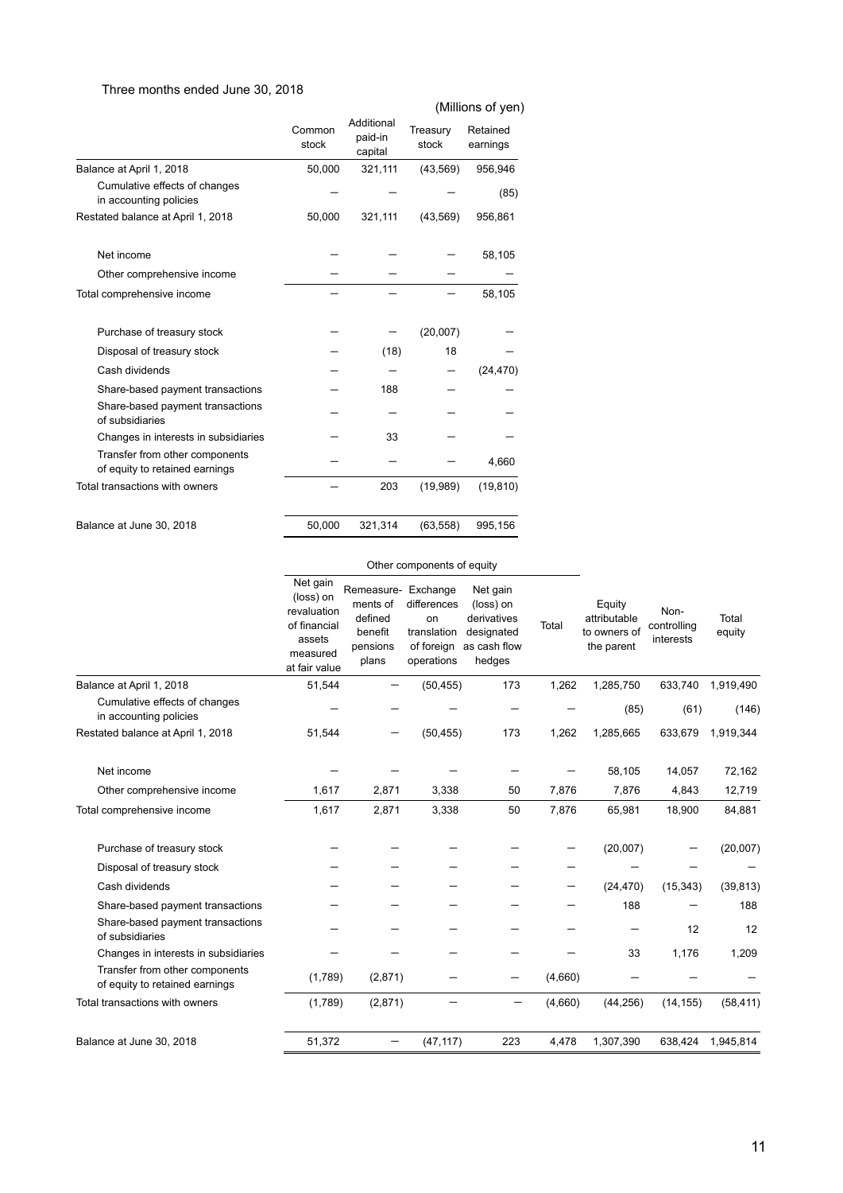Three months ended June 30, 2018

(Millions of yen)

| | Common stock | Additional paid-in capital | Treasury stock | Retained earnings |
|---|---|---|---|---|
| Balance at April 1, 2018 | 50,000 | 321,111 | (43,569) | 956,946 |
| Cumulative effects of changes in accounting policies | ― | ― | ― | (85) |
| Restated balance at April 1, 2018 | 50,000 | 321,111 | (43,569) | 956,861 |
| Net income | ― | ― | ― | 58,105 |
| Other comprehensive income | ― | ― | ― | ― |
| Total comprehensive income | ― | ― | ― | 58,105 |
| Purchase of treasury stock | ― | ― | (20,007) | ― |
| Disposal of treasury stock | ― | (18) | 18 | ― |
| Cash dividends | ― | ― | ― | (24,470) |
| Share-based payment transactions | ― | 188 | ― | ― |
| Share-based payment transactions of subsidiaries | ― | ― | ― | ― |
| Changes in interests in subsidiaries | ― | 33 | ― | ― |
| Transfer from other components of equity to retained earnings | ― | ― | ― | 4,660 |
| Total transactions with owners | ― | 203 | (19,989) | (19,810) |
| Balance at June 30, 2018 | 50,000 | 321,314 | (63,558) | 995,156 |

| | Other components of equity | | | | | | | |
|---|---|---|---|---|---|---|---|---|
| | Net gain (loss) on revaluation of financial assets measured at fair value | Remeasurements of defined benefit pensions plans | Exchange differences on translation of foreign operations | Net gain (loss) on derivatives designated as cash flow hedges | Total | Equity attributable to owners of the parent | Non-controlling interests | Total equity |
| Balance at April 1, 2018 | 51,544 | ― | (50,455) | 173 | 1,262 | 1,285,750 | 633,740 | 1,919,490 |
| Cumulative effects of changes in accounting policies | ― | ― | ― | ― | ― | (85) | (61) | (146) |
| Restated balance at April 1, 2018 | 51,544 | ― | (50,455) | 173 | 1,262 | 1,285,665 | 633,679 | 1,919,344 |
| Net income | ― | ― | ― | ― | ― | 58,105 | 14,057 | 72,162 |
| Other comprehensive income | 1,617 | 2,871 | 3,338 | 50 | 7,876 | 7,876 | 4,843 | 12,719 |
| Total comprehensive income | 1,617 | 2,871 | 3,338 | 50 | 7,876 | 65,981 | 18,900 | 84,881 |
| Purchase of treasury stock | ― | ― | ― | ― | ― | (20,007) | ― | (20,007) |
| Disposal of treasury stock | ― | ― | ― | ― | ― | ― | ― | ― |
| Cash dividends | ― | ― | ― | ― | ― | (24,470) | (15,343) | (39,813) |
| Share-based payment transactions | ― | ― | ― | ― | ― | 188 | ― | 188 |
| Share-based payment transactions of subsidiaries | ― | ― | ― | ― | ― | ― | 12 | 12 |
| Changes in interests in subsidiaries | ― | ― | ― | ― | ― | 33 | 1,176 | 1,209 |
| Transfer from other components of equity to retained earnings | (1,789) | (2,871) | ― | ― | (4,660) | ― | ― | ― |
| Total transactions with owners | (1,789) | (2,871) | ― | ― | (4,660) | (44,256) | (14,155) | (58,411) |
| Balance at June 30, 2018 | 51,372 | ― | (47,117) | 223 | 4,478 | 1,307,390 | 638,424 | 1,945,814 |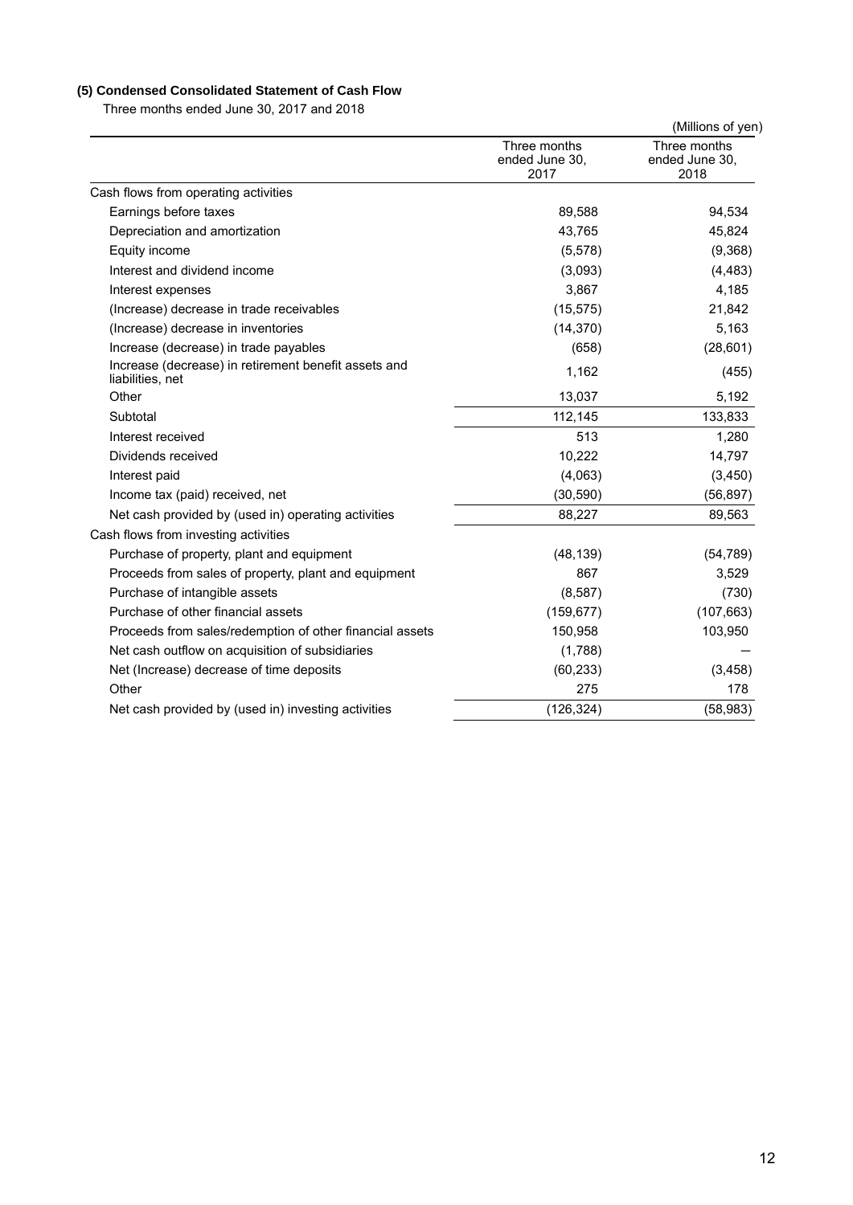### (5) Condensed Consolidated Statement of Cash Flow

Three months ended June 30, 2017 and 2018

(Millions of yen)

| | Three months ended June 30, 2017 | Three months ended June 30, 2018 |
|---|---|---|
| Cash flows from operating activities | | |
| Earnings before taxes | 89,588 | 94,534 |
| Depreciation and amortization | 43,765 | 45,824 |
| Equity income | (5,578) | (9,368) |
| Interest and dividend income | (3,093) | (4,483) |
| Interest expenses | 3,867 | 4,185 |
| (Increase) decrease in trade receivables | (15,575) | 21,842 |
| (Increase) decrease in inventories | (14,370) | 5,163 |
| Increase (decrease) in trade payables | (658) | (28,601) |
| Increase (decrease) in retirement benefit assets and liabilities, net | 1,162 | (455) |
| Other | 13,037 | 5,192 |
| Subtotal | 112,145 | 133,833 |
| Interest received | 513 | 1,280 |
| Dividends received | 10,222 | 14,797 |
| Interest paid | (4,063) | (3,450) |
| Income tax (paid) received, net | (30,590) | (56,897) |
| Net cash provided by (used in) operating activities | 88,227 | 89,563 |
| Cash flows from investing activities | | |
| Purchase of property, plant and equipment | (48,139) | (54,789) |
| Proceeds from sales of property, plant and equipment | 867 | 3,529 |
| Purchase of intangible assets | (8,587) | (730) |
| Purchase of other financial assets | (159,677) | (107,663) |
| Proceeds from sales/redemption of other financial assets | 150,958 | 103,950 |
| Net cash outflow on acquisition of subsidiaries | (1,788) | — |
| Net (Increase) decrease of time deposits | (60,233) | (3,458) |
| Other | 275 | 178 |
| Net cash provided by (used in) investing activities | (126,324) | (58,983) |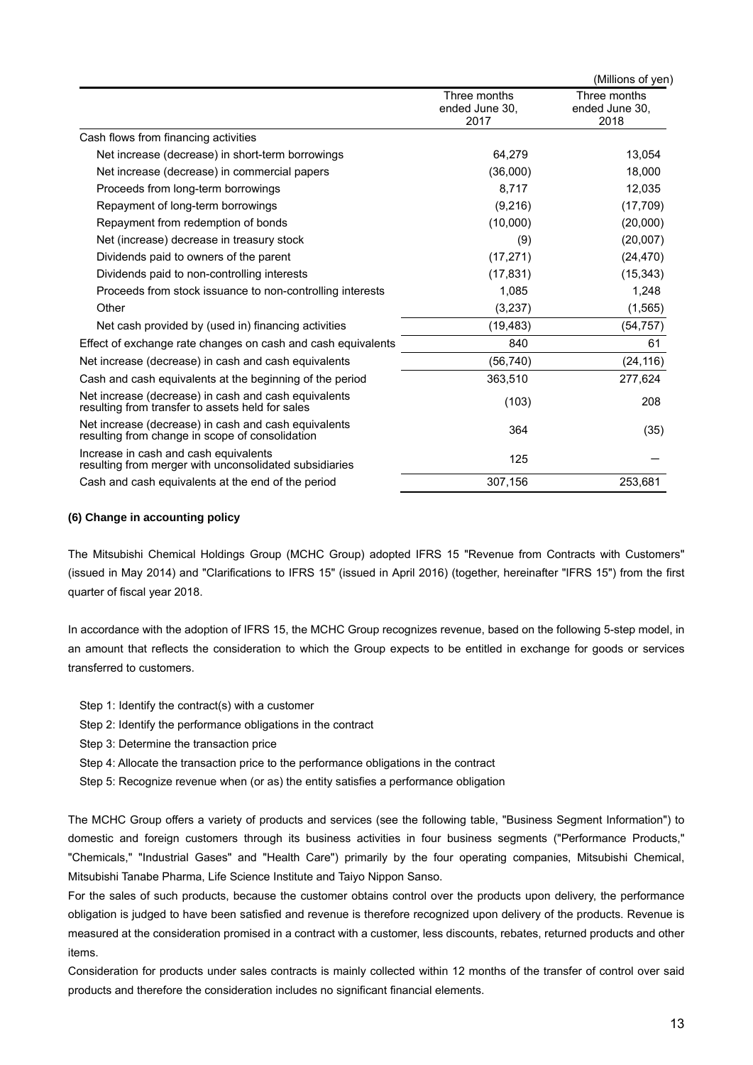(Millions of yen)

| | Three months ended June 30, 2017 | Three months ended June 30, 2018 |
|---|---|---|
| Cash flows from financing activities | | |
| Net increase (decrease) in short-term borrowings | 64,279 | 13,054 |
| Net increase (decrease) in commercial papers | (36,000) | 18,000 |
| Proceeds from long-term borrowings | 8,717 | 12,035 |
| Repayment of long-term borrowings | (9,216) | (17,709) |
| Repayment from redemption of bonds | (10,000) | (20,000) |
| Net (increase) decrease in treasury stock | (9) | (20,007) |
| Dividends paid to owners of the parent | (17,271) | (24,470) |
| Dividends paid to non-controlling interests | (17,831) | (15,343) |
| Proceeds from stock issuance to non-controlling interests | 1,085 | 1,248 |
| Other | (3,237) | (1,565) |
| Net cash provided by (used in) financing activities | (19,483) | (54,757) |
| Effect of exchange rate changes on cash and cash equivalents | 840 | 61 |
| Net increase (decrease) in cash and cash equivalents | (56,740) | (24,116) |
| Cash and cash equivalents at the beginning of the period | 363,510 | 277,624 |
| Net increase (decrease) in cash and cash equivalents resulting from transfer to assets held for sales | (103) | 208 |
| Net increase (decrease) in cash and cash equivalents resulting from change in scope of consolidation | 364 | (35) |
| Increase in cash and cash equivalents resulting from merger with unconsolidated subsidiaries | 125 | — |
| Cash and cash equivalents at the end of the period | 307,156 | 253,681 |

**(6) Change in accounting policy**

The Mitsubishi Chemical Holdings Group (MCHC Group) adopted IFRS 15 "Revenue from Contracts with Customers" (issued in May 2014) and "Clarifications to IFRS 15" (issued in April 2016) (together, hereinafter "IFRS 15") from the first quarter of fiscal year 2018.

In accordance with the adoption of IFRS 15, the MCHC Group recognizes revenue, based on the following 5-step model, in an amount that reflects the consideration to which the Group expects to be entitled in exchange for goods or services transferred to customers.

Step 1: Identify the contract(s) with a customer
Step 2: Identify the performance obligations in the contract
Step 3: Determine the transaction price
Step 4: Allocate the transaction price to the performance obligations in the contract
Step 5: Recognize revenue when (or as) the entity satisfies a performance obligation

The MCHC Group offers a variety of products and services (see the following table, "Business Segment Information") to domestic and foreign customers through its business activities in four business segments ("Performance Products," "Chemicals," "Industrial Gases" and "Health Care") primarily by the four operating companies, Mitsubishi Chemical, Mitsubishi Tanabe Pharma, Life Science Institute and Taiyo Nippon Sanso.

For the sales of such products, because the customer obtains control over the products upon delivery, the performance obligation is judged to have been satisfied and revenue is therefore recognized upon delivery of the products. Revenue is measured at the consideration promised in a contract with a customer, less discounts, rebates, returned products and other items.

Consideration for products under sales contracts is mainly collected within 12 months of the transfer of control over said products and therefore the consideration includes no significant financial elements.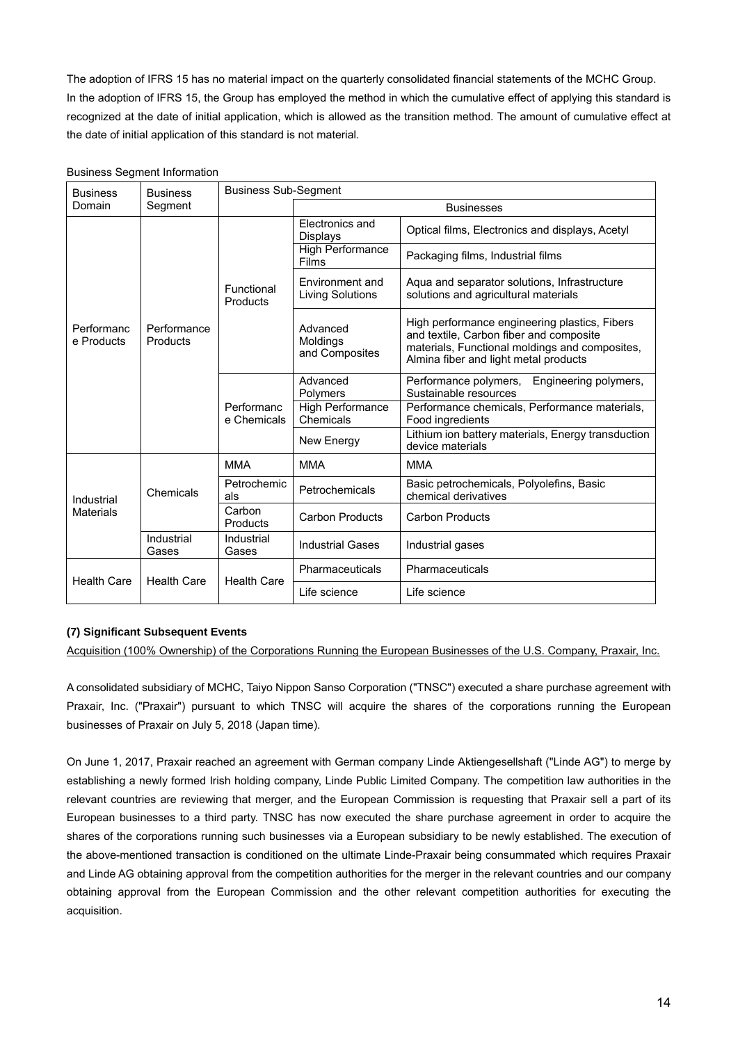The adoption of IFRS 15 has no material impact on the quarterly consolidated financial statements of the MCHC Group. In the adoption of IFRS 15, the Group has employed the method in which the cumulative effect of applying this standard is recognized at the date of initial application, which is allowed as the transition method. The amount of cumulative effect at the date of initial application of this standard is not material.

Business Segment Information

| Business Domain | Business Segment | Business Sub-Segment | | |
|---|---|---|---|---|
| | | | Businesses | |
| Performance Products | Performance Products | Functional Products | Electronics and Displays | Optical films, Electronics and displays, Acetyl |
| | | | High Performance Films | Packaging films, Industrial films |
| | | | Environment and Living Solutions | Aqua and separator solutions, Infrastructure solutions and agricultural materials |
| | | | Advanced Moldings and Composites | High performance engineering plastics, Fibers and textile, Carbon fiber and composite materials, Functional moldings and composites, Almina fiber and light metal products |
| | | Performance Chemicals | Advanced Polymers | Performance polymers, Engineering polymers, Sustainable resources |
| | | | High Performance Chemicals | Performance chemicals, Performance materials, Food ingredients |
| | | | New Energy | Lithium ion battery materials, Energy transduction device materials |
| Industrial Materials | Chemicals | MMA | MMA | MMA |
| | | Petrochemicals | Petrochemicals | Basic petrochemicals, Polyolefins, Basic chemical derivatives |
| | | Carbon Products | Carbon Products | Carbon Products |
| | Industrial Gases | Industrial Gases | Industrial Gases | Industrial gases |
| Health Care | Health Care | Health Care | Pharmaceuticals | Pharmaceuticals |
| | | | Life science | Life science |

**(7) Significant Subsequent Events**

Acquisition (100% Ownership) of the Corporations Running the European Businesses of the U.S. Company, Praxair, Inc.

A consolidated subsidiary of MCHC, Taiyo Nippon Sanso Corporation ("TNSC") executed a share purchase agreement with Praxair, Inc. ("Praxair") pursuant to which TNSC will acquire the shares of the corporations running the European businesses of Praxair on July 5, 2018 (Japan time).

On June 1, 2017, Praxair reached an agreement with German company Linde Aktiengesellschaft ("Linde AG") to merge by establishing a newly formed Irish holding company, Linde Public Limited Company. The competition law authorities in the relevant countries are reviewing that merger, and the European Commission is requesting that Praxair sell a part of its European businesses to a third party. TNSC has now executed the share purchase agreement in order to acquire the shares of the corporations running such businesses via a European subsidiary to be newly established. The execution of the above-mentioned transaction is conditioned on the ultimate Linde-Praxair being consummated which requires Praxair and Linde AG obtaining approval from the competition authorities for the merger in the relevant countries and our company obtaining approval from the European Commission and the other relevant competition authorities for executing the acquisition.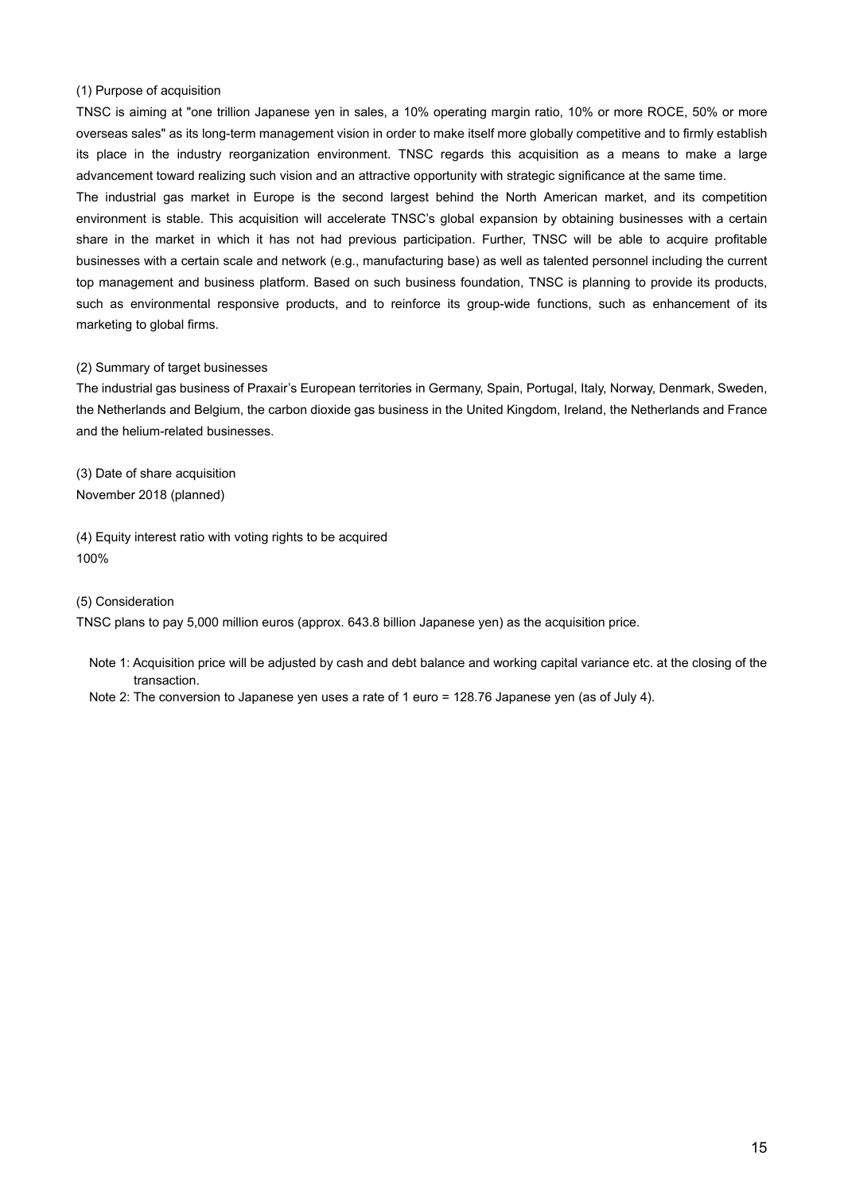(1) Purpose of acquisition

TNSC is aiming at "one trillion Japanese yen in sales, a 10% operating margin ratio, 10% or more ROCE, 50% or more overseas sales" as its long-term management vision in order to make itself more globally competitive and to firmly establish its place in the industry reorganization environment. TNSC regards this acquisition as a means to make a large advancement toward realizing such vision and an attractive opportunity with strategic significance at the same time.

The industrial gas market in Europe is the second largest behind the North American market, and its competition environment is stable. This acquisition will accelerate TNSC's global expansion by obtaining businesses with a certain share in the market in which it has not had previous participation. Further, TNSC will be able to acquire profitable businesses with a certain scale and network (e.g., manufacturing base) as well as talented personnel including the current top management and business platform. Based on such business foundation, TNSC is planning to provide its products, such as environmental responsive products, and to reinforce its group-wide functions, such as enhancement of its marketing to global firms.

(2) Summary of target businesses

The industrial gas business of Praxair's European territories in Germany, Spain, Portugal, Italy, Norway, Denmark, Sweden, the Netherlands and Belgium, the carbon dioxide gas business in the United Kingdom, Ireland, the Netherlands and France and the helium-related businesses.

(3) Date of share acquisition

November 2018 (planned)

(4) Equity interest ratio with voting rights to be acquired

100%

(5) Consideration

TNSC plans to pay 5,000 million euros (approx. 643.8 billion Japanese yen) as the acquisition price.

Note 1: Acquisition price will be adjusted by cash and debt balance and working capital variance etc. at the closing of the transaction.

Note 2: The conversion to Japanese yen uses a rate of 1 euro = 128.76 Japanese yen (as of July 4).